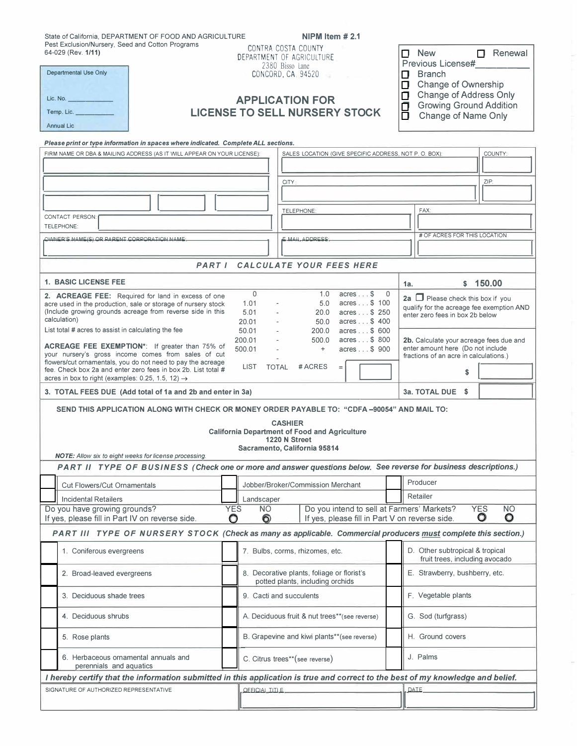State of California, DEPARTMENT OF FOOD AND AGRICULTURE
Pest Exclusion/Nursery, Seed and Cotton Programs
64-029 (Rev. **1/11**)

**NIPM Item # 2.1**

CONTRA COSTA COUNTY
DEPARTMENT OF AGRICULTURE
2380 Bisso Lane
CONCORD, CA 94520

| Departmental Use Only |
|---|
| Lic. No. ____________ |
| Temp. Lic. ____________ |
| Annual Lic |

# APPLICATION FOR LICENSE TO SELL NURSERY STOCK

- ☐ New ☐ Renewal
- Previous License# __________
- ☐ Branch
- ☐ Change of Ownership
- ☐ Change of Address Only
- ☐ Growing Ground Addition
- ☐ Change of Name Only

***Please print or type information in spaces where indicated. Complete ALL sections.***

| FIRM NAME OR DBA & MAILING ADDRESS (AS IT WILL APPEAR ON YOUR LICENSE): | SALES LOCATION (GIVE SPECIFIC ADDRESS, NOT P. O. BOX): | COUNTY: |
|---|---|---|
| | CITY: | ZIP: |
| | TELEPHONE: | FAX: |
| CONTACT PERSON: | | |
| TELEPHONE: | | |
| OWNER'S NAME(S) OR PARENT CORPORATION NAME: | E-MAIL ADDRESS: | # OF ACRES FOR THIS LOCATION |

## PART I CALCULATE YOUR FEES HERE

| | |
|---|---|
| **1. BASIC LICENSE FEE** | **1a.** **$ 150.00** |
| **2. ACREAGE FEE:** Required for land in excess of one acre used in the production, sale or storage of nursery stock (Include growing grounds acreage from reverse side in this calculation)<br>List total # acres to assist in calculating the fee<br>0 - 1.0 acres . . . $ 0<br>1.01 - 5.0 acres . . . $ 100<br>5.01 - 20.0 acres . . . $ 250<br>20.01 - 50.0 acres . . . $ 400<br>50.01 - 200.0 acres . . . $ 600<br>200.01 - 500.0 acres . . . $ 800<br>500.01 - + acres . . . $ 900<br>**ACREAGE FEE EXEMPTION\***: If greater than 75% of your nursery's gross income comes from sales of cut flowers/cut ornamentals, you do not need to pay the acreage fee. Check box 2a and enter zero fees in box 2b. List total # acres in box to right (examples: 0.25, 1.5, 12) →<br>LIST TOTAL # ACRES = ______ | **2a** ☐ Please check this box if you qualify for the acreage fee exemption AND enter zero fees in box 2b below<br><br>**2b.** Calculate your acreage fees due and enter amount here (Do not include fractions of an acre in calculations.)<br>$ ______ |
| **3. TOTAL FEES DUE (Add total of 1a and 2b and enter in 3a)** | **3a. TOTAL DUE $** ______ |

**SEND THIS APPLICATION ALONG WITH CHECK OR MONEY ORDER PAYABLE TO: "CDFA –90054" AND MAIL TO:**

**CASHIER**
**California Department of Food and Agriculture**
**1220 N Street**
**Sacramento, California 95814**

***NOTE:*** *Allow six to eight weeks for license processing.*

## PART II TYPE OF BUSINESS (Check one or more and answer questions below. See reverse for business descriptions.)

| | | |
|---|---|---|
| ☐ Cut Flowers/Cut Ornamentals | ☐ Jobber/Broker/Commission Merchant | ☐ Producer |
| ☐ Incidental Retailers | ☐ Landscaper | ☐ Retailer |

Do you have growing grounds? If yes, please fill in Part IV on reverse side. YES ○ NO ○

Do you intend to sell at Farmers' Markets? If yes, please fill in Part V on reverse side. YES ○ NO ○

## PART III TYPE OF NURSERY STOCK (Check as many as applicable. Commercial producers *must* complete this section.)

| | | |
|---|---|---|
| ☐ 1. Coniferous evergreens | ☐ 7. Bulbs, corms, rhizomes, etc. | ☐ D. Other subtropical & tropical fruit trees, including avocado |
| ☐ 2. Broad-leaved evergreens | ☐ 8. Decorative plants, foliage or florist's potted plants, including orchids | ☐ E. Strawberry, bushberry, etc. |
| ☐ 3. Deciduous shade trees | ☐ 9. Cacti and succulents | ☐ F. Vegetable plants |
| ☐ 4. Deciduous shrubs | ☐ A. Deciduous fruit & nut trees\*\*(see reverse) | ☐ G. Sod (turfgrass) |
| ☐ 5. Rose plants | ☐ B. Grapevine and kiwi plants\*\*(see reverse) | ☐ H. Ground covers |
| ☐ 6. Herbaceous ornamental annuals and perennials and aquatics | ☐ C. Citrus trees\*\*(see reverse) | ☐ J. Palms |

***I hereby certify that the information submitted in this application is true and correct to the best of my knowledge and belief.***

| SIGNATURE OF AUTHORIZED REPRESENTATIVE | OFFICIAL TITLE | DATE |
|---|---|---|
| | | |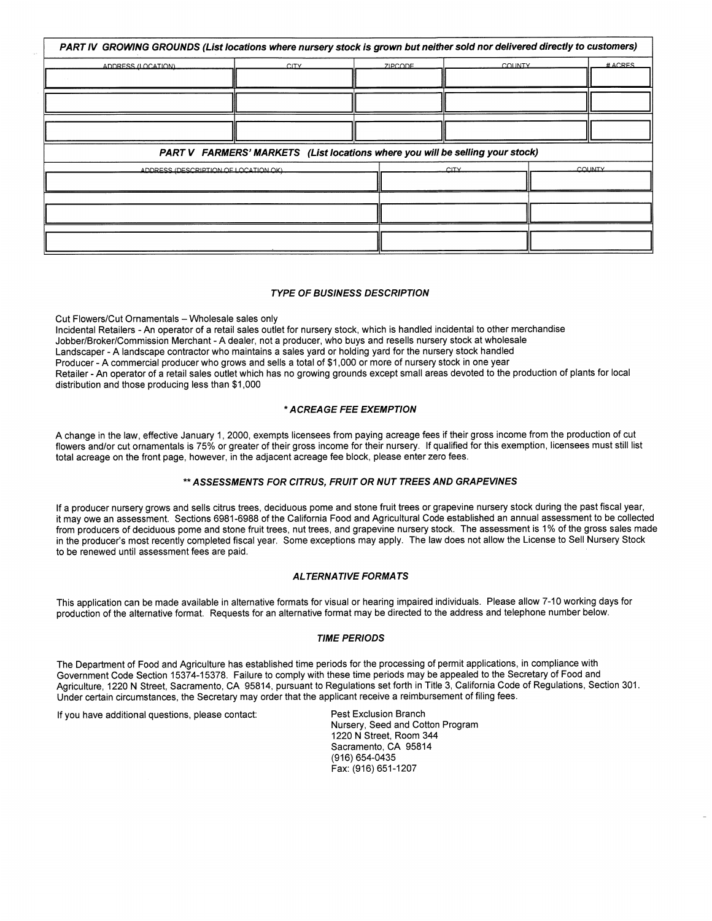### *PART IV GROWING GROUNDS (List locations where nursery stock is grown but neither sold nor delivered directly to customers)*

| ADDRESS (LOCATION) | CITY | ZIPCODE | COUNTY | # ACRES |
|---|---|---|---|---|
| | | | | |
| | | | | |
| | | | | |

### *PART V FARMERS' MARKETS (List locations where you will be selling your stock)*

| ADDRESS (DESCRIPTION OF LOCATION OK) | CITY | COUNTY |
|---|---|---|
| | | |
| | | |
| | | |

### *TYPE OF BUSINESS DESCRIPTION*

Cut Flowers/Cut Ornamentals – Wholesale sales only

Incidental Retailers - An operator of a retail sales outlet for nursery stock, which is handled incidental to other merchandise

Jobber/Broker/Commission Merchant - A dealer, not a producer, who buys and resells nursery stock at wholesale

Landscaper - A landscape contractor who maintains a sales yard or holding yard for the nursery stock handled

Producer - A commercial producer who grows and sells a total of $1,000 or more of nursery stock in one year

Retailer - An operator of a retail sales outlet which has no growing grounds except small areas devoted to the production of plants for local distribution and those producing less than $1,000

### *\* ACREAGE FEE EXEMPTION*

A change in the law, effective January 1, 2000, exempts licensees from paying acreage fees if their gross income from the production of cut flowers and/or cut ornamentals is 75% or greater of their gross income for their nursery. If qualified for this exemption, licensees must still list total acreage on the front page, however, in the adjacent acreage fee block, please enter zero fees.

### *\*\* ASSESSMENTS FOR CITRUS, FRUIT OR NUT TREES AND GRAPEVINES*

If a producer nursery grows and sells citrus trees, deciduous pome and stone fruit trees or grapevine nursery stock during the past fiscal year, it may owe an assessment. Sections 6981-6988 of the California Food and Agricultural Code established an annual assessment to be collected from producers of deciduous pome and stone fruit trees, nut trees, and grapevine nursery stock. The assessment is 1% of the gross sales made in the producer's most recently completed fiscal year. Some exceptions may apply. The law does not allow the License to Sell Nursery Stock to be renewed until assessment fees are paid.

### *ALTERNATIVE FORMATS*

This application can be made available in alternative formats for visual or hearing impaired individuals. Please allow 7-10 working days for production of the alternative format. Requests for an alternative format may be directed to the address and telephone number below.

### *TIME PERIODS*

The Department of Food and Agriculture has established time periods for the processing of permit applications, in compliance with Government Code Section 15374-15378. Failure to comply with these time periods may be appealed to the Secretary of Food and Agriculture, 1220 N Street, Sacramento, CA 95814, pursuant to Regulations set forth in Title 3, California Code of Regulations, Section 301. Under certain circumstances, the Secretary may order that the applicant receive a reimbursement of filing fees.

If you have additional questions, please contact:

Pest Exclusion Branch
Nursery, Seed and Cotton Program
1220 N Street, Room 344
Sacramento, CA 95814
(916) 654-0435
Fax: (916) 651-1207